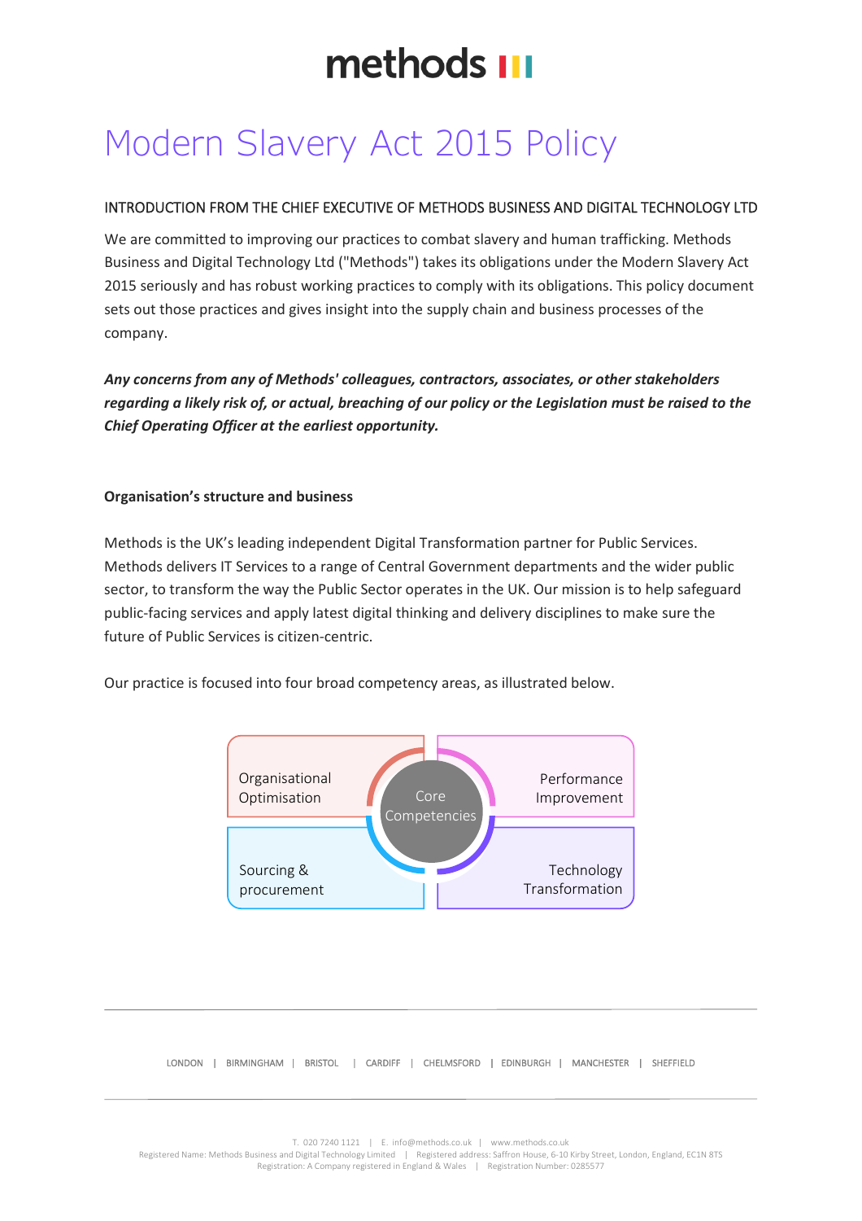methods

# Modern Slavery Act 2015 Policy

INTRODUCTION FROM THE CHIEF EXECUTIVE OF METHODS BUSINESS AND DIGITAL TECHNOLOGY LTD

We are committed to improving our practices to combat slavery and human trafficking. Methods Business and Digital Technology Ltd ("Methods") takes its obligations under the Modern Slavery Act 2015 seriously and has robust working practices to comply with its obligations. This policy document sets out those practices and gives insight into the supply chain and business processes of the company.

***Any concerns from any of Methods' colleagues, contractors, associates, or other stakeholders regarding a likely risk of, or actual, breaching of our policy or the Legislation must be raised to the Chief Operating Officer at the earliest opportunity.***

**Organisation's structure and business**

Methods is the UK's leading independent Digital Transformation partner for Public Services. Methods delivers IT Services to a range of Central Government departments and the wider public sector, to transform the way the Public Sector operates in the UK. Our mission is to help safeguard public-facing services and apply latest digital thinking and delivery disciplines to make sure the future of Public Services is citizen-centric.

Our practice is focused into four broad competency areas, as illustrated below.

Core Competencies:

- Organisational Optimisation
- Performance Improvement
- Sourcing & procurement
- Technology Transformation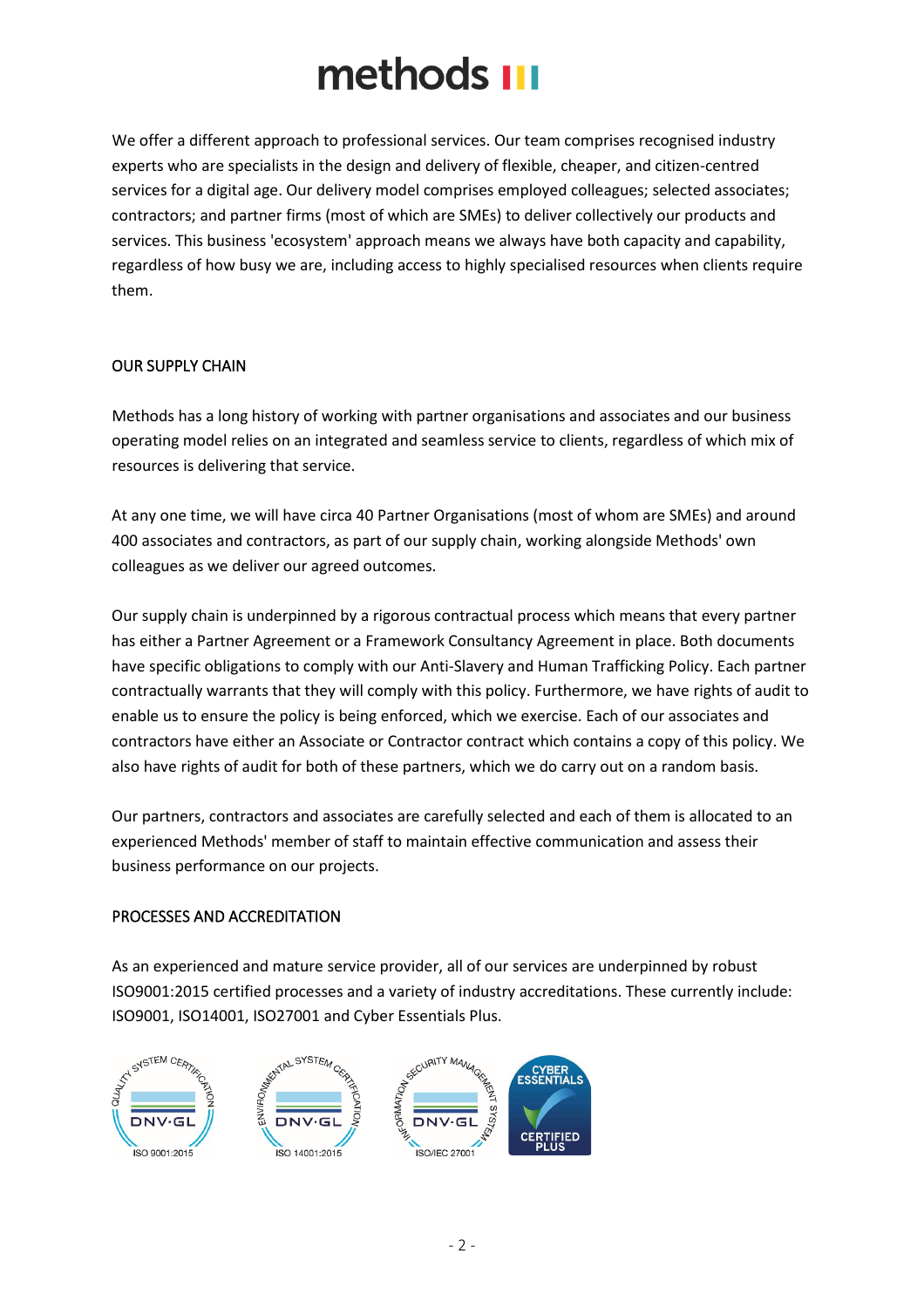We offer a different approach to professional services. Our team comprises recognised industry experts who are specialists in the design and delivery of flexible, cheaper, and citizen-centred services for a digital age. Our delivery model comprises employed colleagues; selected associates; contractors; and partner firms (most of which are SMEs) to deliver collectively our products and services. This business 'ecosystem' approach means we always have both capacity and capability, regardless of how busy we are, including access to highly specialised resources when clients require them.

## OUR SUPPLY CHAIN

Methods has a long history of working with partner organisations and associates and our business operating model relies on an integrated and seamless service to clients, regardless of which mix of resources is delivering that service.

At any one time, we will have circa 40 Partner Organisations (most of whom are SMEs) and around 400 associates and contractors, as part of our supply chain, working alongside Methods' own colleagues as we deliver our agreed outcomes.

Our supply chain is underpinned by a rigorous contractual process which means that every partner has either a Partner Agreement or a Framework Consultancy Agreement in place. Both documents have specific obligations to comply with our Anti-Slavery and Human Trafficking Policy. Each partner contractually warrants that they will comply with this policy. Furthermore, we have rights of audit to enable us to ensure the policy is being enforced, which we exercise. Each of our associates and contractors have either an Associate or Contractor contract which contains a copy of this policy. We also have rights of audit for both of these partners, which we do carry out on a random basis.

Our partners, contractors and associates are carefully selected and each of them is allocated to an experienced Methods' member of staff to maintain effective communication and assess their business performance on our projects.

## PROCESSES AND ACCREDITATION

As an experienced and mature service provider, all of our services are underpinned by robust ISO9001:2015 certified processes and a variety of industry accreditations. These currently include: ISO9001, ISO14001, ISO27001 and Cyber Essentials Plus.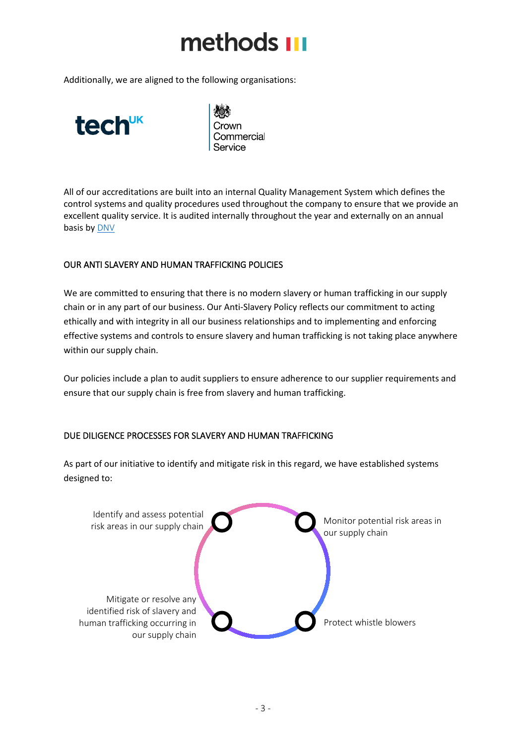Additionally, we are aligned to the following organisations:

techUK

Crown Commercial Service

All of our accreditations are built into an internal Quality Management System which defines the control systems and quality procedures used throughout the company to ensure that we provide an excellent quality service. It is audited internally throughout the year and externally on an annual basis by DNV

## OUR ANTI SLAVERY AND HUMAN TRAFFICKING POLICIES

We are committed to ensuring that there is no modern slavery or human trafficking in our supply chain or in any part of our business. Our Anti-Slavery Policy reflects our commitment to acting ethically and with integrity in all our business relationships and to implementing and enforcing effective systems and controls to ensure slavery and human trafficking is not taking place anywhere within our supply chain.

Our policies include a plan to audit suppliers to ensure adherence to our supplier requirements and ensure that our supply chain is free from slavery and human trafficking.

## DUE DILIGENCE PROCESSES FOR SLAVERY AND HUMAN TRAFFICKING

As part of our initiative to identify and mitigate risk in this regard, we have established systems designed to:

- Identify and assess potential risk areas in our supply chain
- Monitor potential risk areas in our supply chain
- Protect whistle blowers
- Mitigate or resolve any identified risk of slavery and human trafficking occurring in our supply chain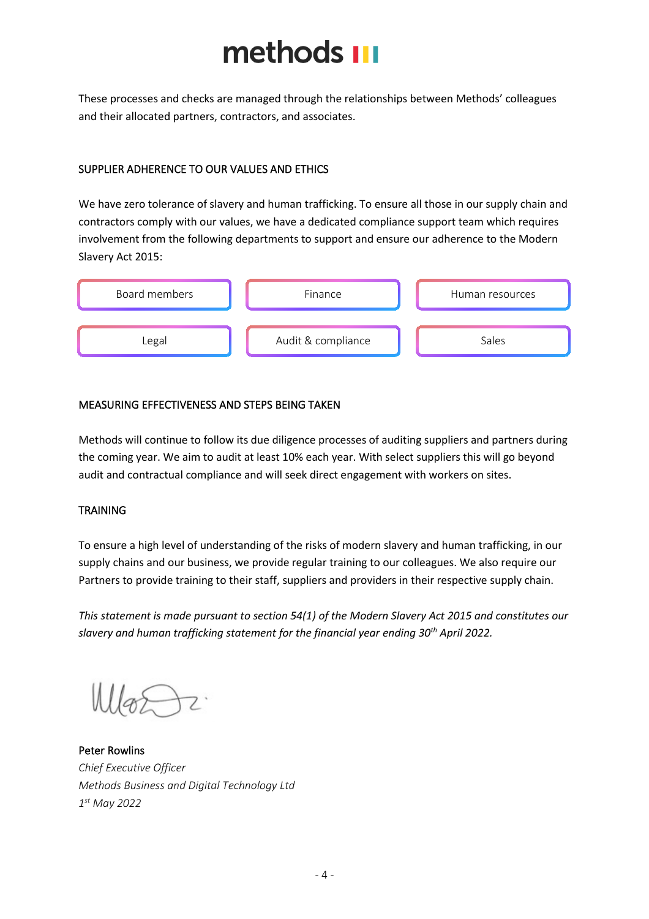These processes and checks are managed through the relationships between Methods' colleagues and their allocated partners, contractors, and associates.

## SUPPLIER ADHERENCE TO OUR VALUES AND ETHICS

We have zero tolerance of slavery and human trafficking. To ensure all those in our supply chain and contractors comply with our values, we have a dedicated compliance support team which requires involvement from the following departments to support and ensure our adherence to the Modern Slavery Act 2015:

- Board members
- Finance
- Human resources
- Legal
- Audit & compliance
- Sales

## MEASURING EFFECTIVENESS AND STEPS BEING TAKEN

Methods will continue to follow its due diligence processes of auditing suppliers and partners during the coming year. We aim to audit at least 10% each year. With select suppliers this will go beyond audit and contractual compliance and will seek direct engagement with workers on sites.

## TRAINING

To ensure a high level of understanding of the risks of modern slavery and human trafficking, in our supply chains and our business, we provide regular training to our colleagues. We also require our Partners to provide training to their staff, suppliers and providers in their respective supply chain.

*This statement is made pursuant to section 54(1) of the Modern Slavery Act 2015 and constitutes our slavery and human trafficking statement for the financial year ending 30th April 2022.*

Peter Rowlins
*Chief Executive Officer*
*Methods Business and Digital Technology Ltd*
*1st May 2022*